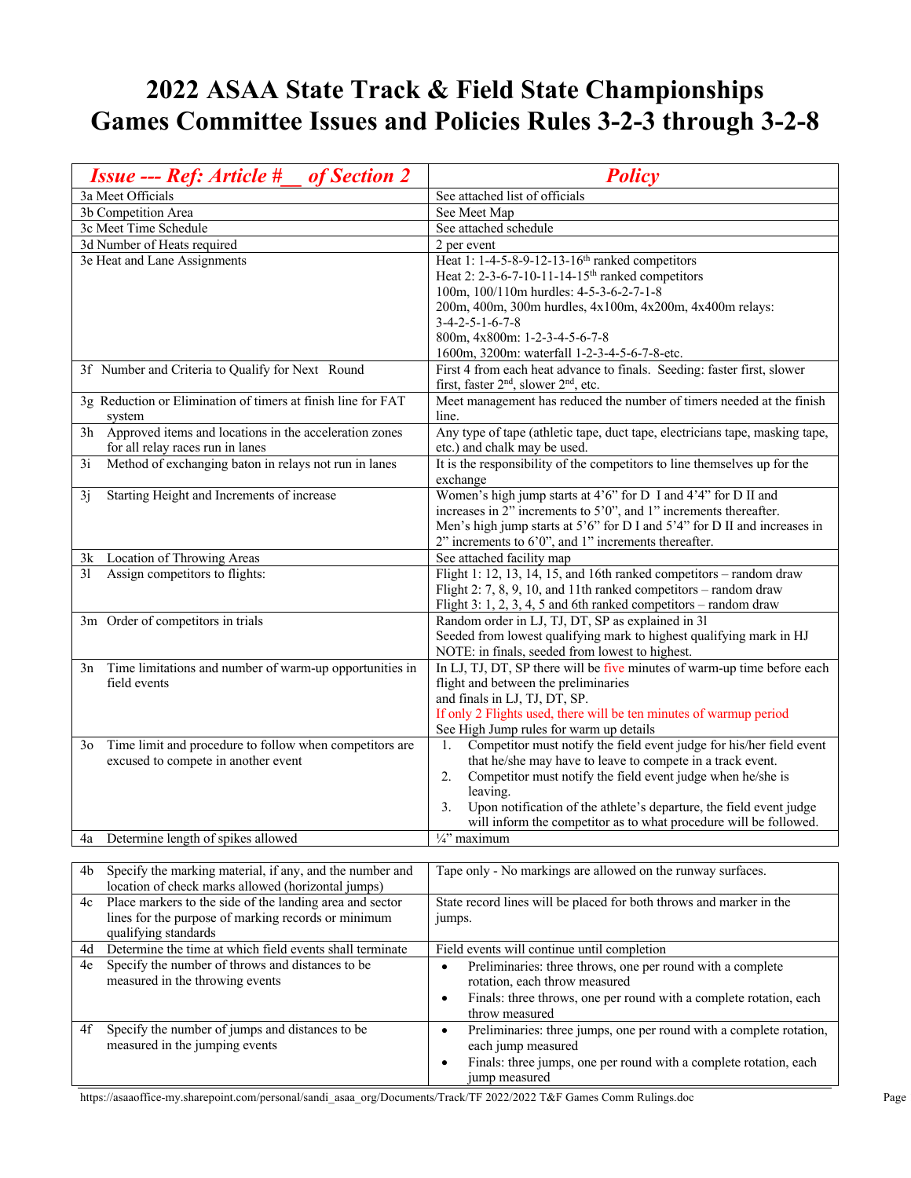# 2022 ASAA State Track & Field State Championships Games Committee Issues and Policies Rules 3-2-3 through 3-2-8

| *Issue --- Ref: Article #__ of Section 2* | *Policy* |
|---|---|
| 3a Meet Officials | See attached list of officials |
| 3b Competition Area | See Meet Map |
| 3c Meet Time Schedule | See attached schedule |
| 3d Number of Heats required | 2 per event |
| 3e Heat and Lane Assignments | Heat 1: 1-4-5-8-9-12-13-16th ranked competitors<br>Heat 2: 2-3-6-7-10-11-14-15th ranked competitors<br>100m, 100/110m hurdles: 4-5-3-6-2-7-1-8<br>200m, 400m, 300m hurdles, 4x100m, 4x200m, 4x400m relays: 3-4-2-5-1-6-7-8<br>800m, 4x800m: 1-2-3-4-5-6-7-8<br>1600m, 3200m: waterfall 1-2-3-4-5-6-7-8-etc. |
| 3f Number and Criteria to Qualify for Next Round | First 4 from each heat advance to finals. Seeding: faster first, slower first, faster 2nd, slower 2nd, etc. |
| 3g Reduction or Elimination of timers at finish line for FAT system | Meet management has reduced the number of timers needed at the finish line. |
| 3h Approved items and locations in the acceleration zones for all relay races run in lanes | Any type of tape (athletic tape, duct tape, electricians tape, masking tape, etc.) and chalk may be used. |
| 3i Method of exchanging baton in relays not run in lanes | It is the responsibility of the competitors to line themselves up for the exchange |
| 3j Starting Height and Increments of increase | Women's high jump starts at 4'6" for D I and 4'4" for D II and increases in 2" increments to 5'0", and 1" increments thereafter.<br>Men's high jump starts at 5'6" for D I and 5'4" for D II and increases in 2" increments to 6'0", and 1" increments thereafter. |
| 3k Location of Throwing Areas | See attached facility map |
| 3l Assign competitors to flights: | Flight 1: 12, 13, 14, 15, and 16th ranked competitors – random draw<br>Flight 2: 7, 8, 9, 10, and 11th ranked competitors – random draw<br>Flight 3: 1, 2, 3, 4, 5 and 6th ranked competitors – random draw |
| 3m Order of competitors in trials | Random order in LJ, TJ, DT, SP as explained in 3l<br>Seeded from lowest qualifying mark to highest qualifying mark in HJ<br>NOTE: in finals, seeded from lowest to highest. |
| 3n Time limitations and number of warm-up opportunities in field events | In LJ, TJ, DT, SP there will be five minutes of warm-up time before each flight and between the preliminaries and finals in LJ, TJ, DT, SP.<br>If only 2 Flights used, there will be ten minutes of warmup period<br>See High Jump rules for warm up details |
| 3o Time limit and procedure to follow when competitors are excused to compete in another event | 1. Competitor must notify the field event judge for his/her field event that he/she may have to leave to compete in a track event.<br>2. Competitor must notify the field event judge when he/she is leaving.<br>3. Upon notification of the athlete's departure, the field event judge will inform the competitor as to what procedure will be followed. |
| 4a Determine length of spikes allowed | ¼" maximum |
| 4b Specify the marking material, if any, and the number and location of check marks allowed (horizontal jumps) | Tape only - No markings are allowed on the runway surfaces. |
| 4c Place markers to the side of the landing area and sector lines for the purpose of marking records or minimum qualifying standards | State record lines will be placed for both throws and marker in the jumps. |
| 4d Determine the time at which field events shall terminate | Field events will continue until completion |
| 4e Specify the number of throws and distances to be measured in the throwing events | • Preliminaries: three throws, one per round with a complete rotation, each throw measured<br>• Finals: three throws, one per round with a complete rotation, each throw measured |
| 4f Specify the number of jumps and distances to be measured in the jumping events | • Preliminaries: three jumps, one per round with a complete rotation, each jump measured<br>• Finals: three jumps, one per round with a complete rotation, each jump measured |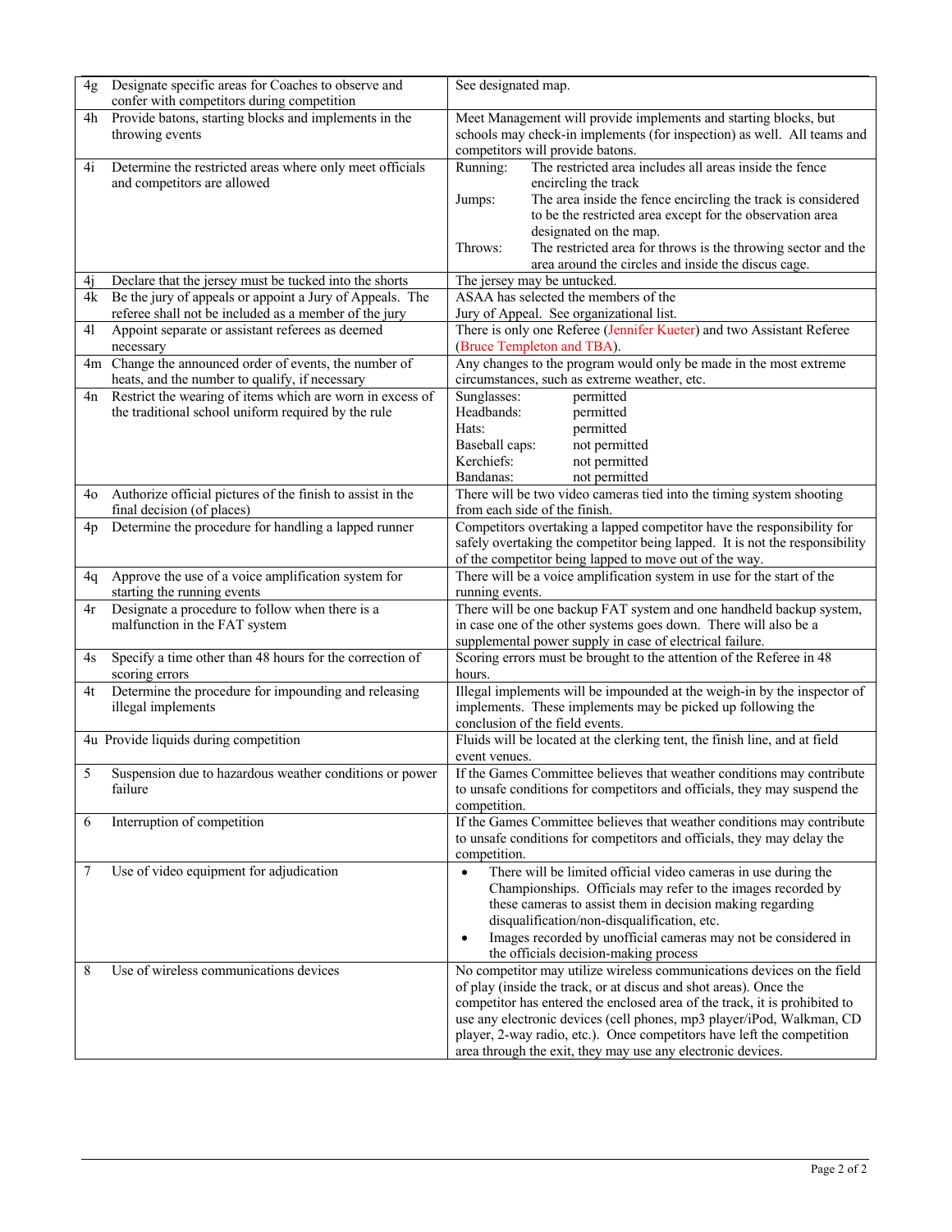| | | |
|---|---|---|
| 4g | Designate specific areas for Coaches to observe and confer with competitors during competition | See designated map. |
| 4h | Provide batons, starting blocks and implements in the throwing events | Meet Management will provide implements and starting blocks, but schools may check-in implements (for inspection) as well. All teams and competitors will provide batons. |
| 4i | Determine the restricted areas where only meet officials and competitors are allowed | Running: The restricted area includes all areas inside the fence encircling the track<br>Jumps: The area inside the fence encircling the track is considered to be the restricted area except for the observation area designated on the map.<br>Throws: The restricted area for throws is the throwing sector and the area around the circles and inside the discus cage. |
| 4j | Declare that the jersey must be tucked into the shorts | The jersey may be untucked. |
| 4k | Be the jury of appeals or appoint a Jury of Appeals. The referee shall not be included as a member of the jury | ASAA has selected the members of the Jury of Appeal. See organizational list. |
| 4l | Appoint separate or assistant referees as deemed necessary | There is only one Referee (Jennifer Kueter) and two Assistant Referee (Bruce Templeton and TBA). |
| 4m | Change the announced order of events, the number of heats, and the number to qualify, if necessary | Any changes to the program would only be made in the most extreme circumstances, such as extreme weather, etc. |
| 4n | Restrict the wearing of items which are worn in excess of the traditional school uniform required by the rule | Sunglasses: permitted<br>Headbands: permitted<br>Hats: permitted<br>Baseball caps: not permitted<br>Kerchiefs: not permitted<br>Bandanas: not permitted |
| 4o | Authorize official pictures of the finish to assist in the final decision (of places) | There will be two video cameras tied into the timing system shooting from each side of the finish. |
| 4p | Determine the procedure for handling a lapped runner | Competitors overtaking a lapped competitor have the responsibility for safely overtaking the competitor being lapped. It is not the responsibility of the competitor being lapped to move out of the way. |
| 4q | Approve the use of a voice amplification system for starting the running events | There will be a voice amplification system in use for the start of the running events. |
| 4r | Designate a procedure to follow when there is a malfunction in the FAT system | There will be one backup FAT system and one handheld backup system, in case one of the other systems goes down. There will also be a supplemental power supply in case of electrical failure. |
| 4s | Specify a time other than 48 hours for the correction of scoring errors | Scoring errors must be brought to the attention of the Referee in 48 hours. |
| 4t | Determine the procedure for impounding and releasing illegal implements | Illegal implements will be impounded at the weigh-in by the inspector of implements. These implements may be picked up following the conclusion of the field events. |
| 4u | Provide liquids during competition | Fluids will be located at the clerking tent, the finish line, and at field event venues. |
| 5 | Suspension due to hazardous weather conditions or power failure | If the Games Committee believes that weather conditions may contribute to unsafe conditions for competitors and officials, they may suspend the competition. |
| 6 | Interruption of competition | If the Games Committee believes that weather conditions may contribute to unsafe conditions for competitors and officials, they may delay the competition. |
| 7 | Use of video equipment for adjudication | • There will be limited official video cameras in use during the Championships. Officials may refer to the images recorded by these cameras to assist them in decision making regarding disqualification/non-disqualification, etc.<br>• Images recorded by unofficial cameras may not be considered in the officials decision-making process |
| 8 | Use of wireless communications devices | No competitor may utilize wireless communications devices on the field of play (inside the track, or at discus and shot areas). Once the competitor has entered the enclosed area of the track, it is prohibited to use any electronic devices (cell phones, mp3 player/iPod, Walkman, CD player, 2-way radio, etc.). Once competitors have left the competition area through the exit, they may use any electronic devices. |